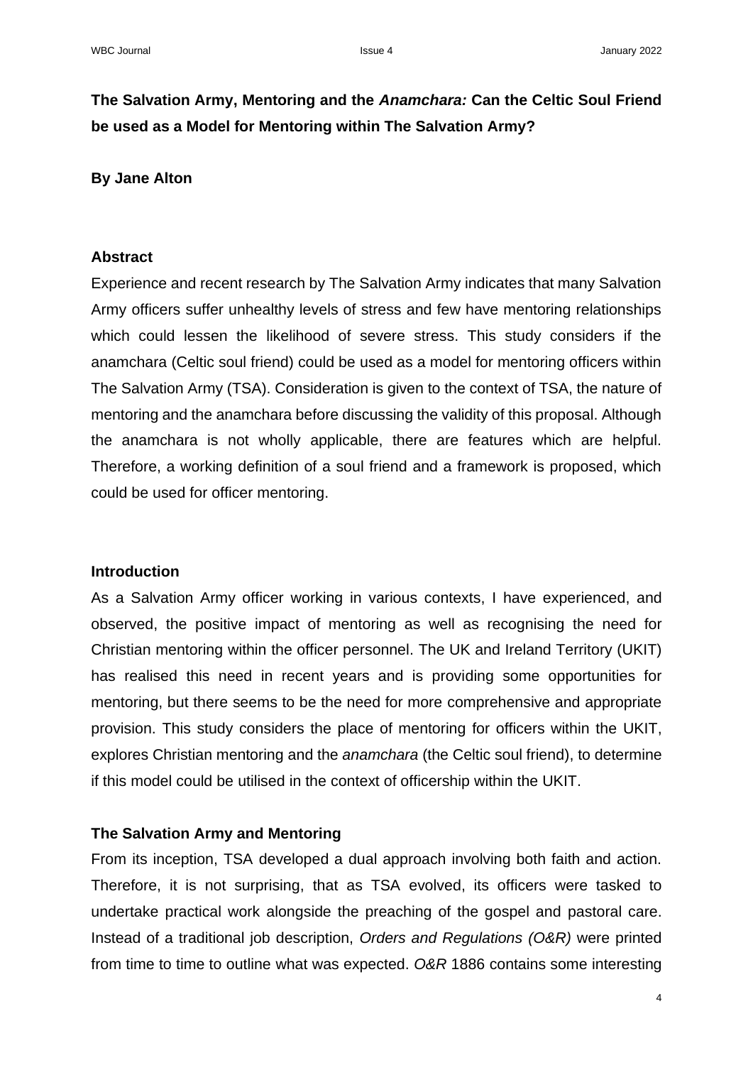# The Salvation Army, Mentoring and the *Anamchara:* Can the Celtic Soul Friend be used as a Model for Mentoring within The Salvation Army?

**By Jane Alton**

## Abstract

Experience and recent research by The Salvation Army indicates that many Salvation Army officers suffer unhealthy levels of stress and few have mentoring relationships which could lessen the likelihood of severe stress. This study considers if the anamchara (Celtic soul friend) could be used as a model for mentoring officers within The Salvation Army (TSA). Consideration is given to the context of TSA, the nature of mentoring and the anamchara before discussing the validity of this proposal. Although the anamchara is not wholly applicable, there are features which are helpful. Therefore, a working definition of a soul friend and a framework is proposed, which could be used for officer mentoring.

## Introduction

As a Salvation Army officer working in various contexts, I have experienced, and observed, the positive impact of mentoring as well as recognising the need for Christian mentoring within the officer personnel. The UK and Ireland Territory (UKIT) has realised this need in recent years and is providing some opportunities for mentoring, but there seems to be the need for more comprehensive and appropriate provision. This study considers the place of mentoring for officers within the UKIT, explores Christian mentoring and the *anamchara* (the Celtic soul friend), to determine if this model could be utilised in the context of officership within the UKIT.

## The Salvation Army and Mentoring

From its inception, TSA developed a dual approach involving both faith and action. Therefore, it is not surprising, that as TSA evolved, its officers were tasked to undertake practical work alongside the preaching of the gospel and pastoral care. Instead of a traditional job description, *Orders and Regulations (O&R)* were printed from time to time to outline what was expected. *O&R* 1886 contains some interesting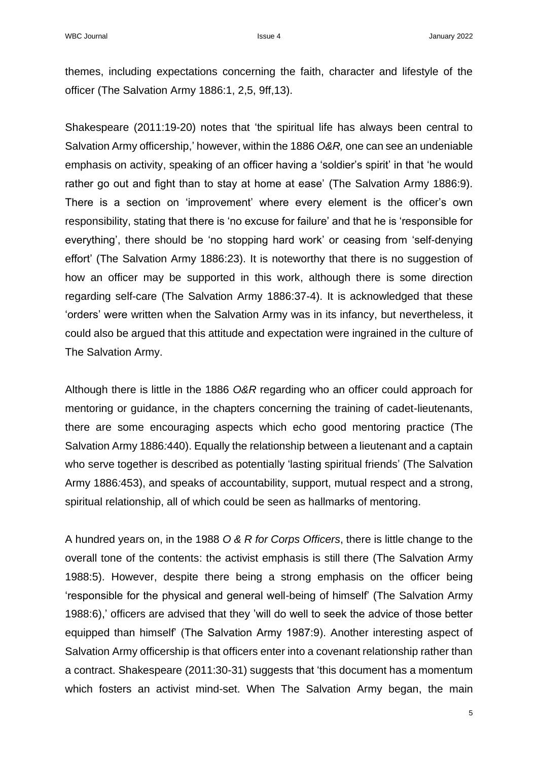themes, including expectations concerning the faith, character and lifestyle of the officer (The Salvation Army 1886:1, 2,5, 9ff,13).

Shakespeare (2011:19-20) notes that 'the spiritual life has always been central to Salvation Army officership,' however, within the 1886 *O&R,* one can see an undeniable emphasis on activity, speaking of an officer having a 'soldier's spirit' in that 'he would rather go out and fight than to stay at home at ease' (The Salvation Army 1886:9). There is a section on 'improvement' where every element is the officer's own responsibility, stating that there is 'no excuse for failure' and that he is 'responsible for everything', there should be 'no stopping hard work' or ceasing from 'self-denying effort' (The Salvation Army 1886:23). It is noteworthy that there is no suggestion of how an officer may be supported in this work, although there is some direction regarding self-care (The Salvation Army 1886:37-4). It is acknowledged that these 'orders' were written when the Salvation Army was in its infancy, but nevertheless, it could also be argued that this attitude and expectation were ingrained in the culture of The Salvation Army.

Although there is little in the 1886 *O&R* regarding who an officer could approach for mentoring or guidance, in the chapters concerning the training of cadet-lieutenants, there are some encouraging aspects which echo good mentoring practice (The Salvation Army 1886:440). Equally the relationship between a lieutenant and a captain who serve together is described as potentially 'lasting spiritual friends' (The Salvation Army 1886:453), and speaks of accountability, support, mutual respect and a strong, spiritual relationship, all of which could be seen as hallmarks of mentoring.

A hundred years on, in the 1988 *O & R for Corps Officers*, there is little change to the overall tone of the contents: the activist emphasis is still there (The Salvation Army 1988:5). However, despite there being a strong emphasis on the officer being 'responsible for the physical and general well-being of himself' (The Salvation Army 1988:6),' officers are advised that they 'will do well to seek the advice of those better equipped than himself' (The Salvation Army 1987:9). Another interesting aspect of Salvation Army officership is that officers enter into a covenant relationship rather than a contract. Shakespeare (2011:30-31) suggests that 'this document has a momentum which fosters an activist mind-set. When The Salvation Army began, the main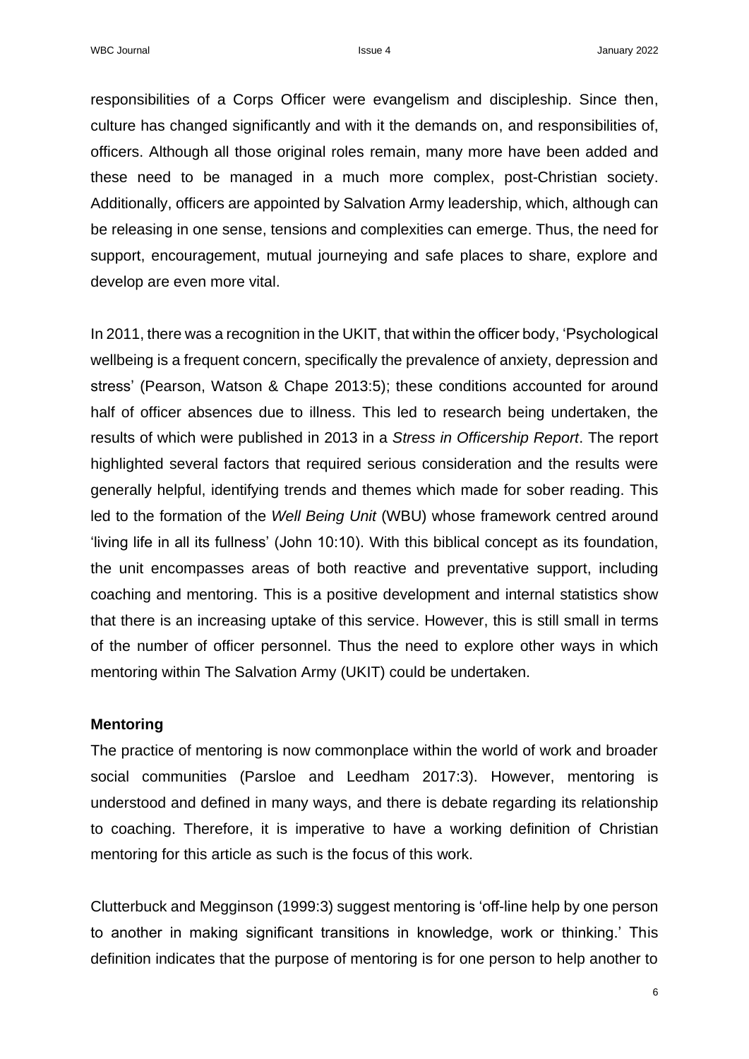responsibilities of a Corps Officer were evangelism and discipleship. Since then, culture has changed significantly and with it the demands on, and responsibilities of, officers. Although all those original roles remain, many more have been added and these need to be managed in a much more complex, post-Christian society. Additionally, officers are appointed by Salvation Army leadership, which, although can be releasing in one sense, tensions and complexities can emerge. Thus, the need for support, encouragement, mutual journeying and safe places to share, explore and develop are even more vital.

In 2011, there was a recognition in the UKIT, that within the officer body, 'Psychological wellbeing is a frequent concern, specifically the prevalence of anxiety, depression and stress' (Pearson, Watson & Chape 2013:5); these conditions accounted for around half of officer absences due to illness. This led to research being undertaken, the results of which were published in 2013 in a *Stress in Officership Report*. The report highlighted several factors that required serious consideration and the results were generally helpful, identifying trends and themes which made for sober reading. This led to the formation of the *Well Being Unit* (WBU) whose framework centred around 'living life in all its fullness' (John 10:10). With this biblical concept as its foundation, the unit encompasses areas of both reactive and preventative support, including coaching and mentoring. This is a positive development and internal statistics show that there is an increasing uptake of this service. However, this is still small in terms of the number of officer personnel. Thus the need to explore other ways in which mentoring within The Salvation Army (UKIT) could be undertaken.

**Mentoring**

The practice of mentoring is now commonplace within the world of work and broader social communities (Parsloe and Leedham 2017:3). However, mentoring is understood and defined in many ways, and there is debate regarding its relationship to coaching. Therefore, it is imperative to have a working definition of Christian mentoring for this article as such is the focus of this work.

Clutterbuck and Megginson (1999:3) suggest mentoring is 'off-line help by one person to another in making significant transitions in knowledge, work or thinking.' This definition indicates that the purpose of mentoring is for one person to help another to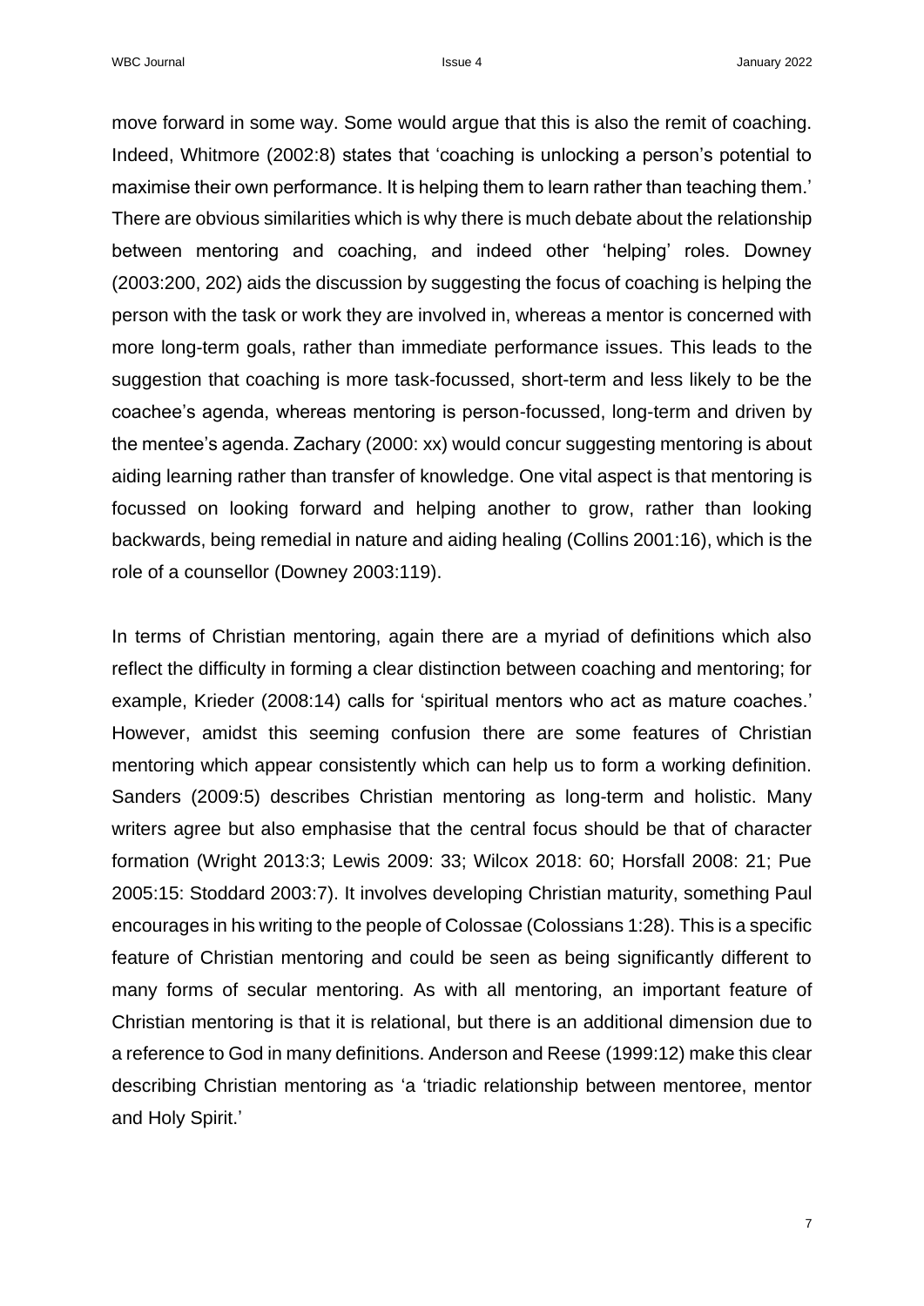move forward in some way. Some would argue that this is also the remit of coaching. Indeed, Whitmore (2002:8) states that 'coaching is unlocking a person's potential to maximise their own performance. It is helping them to learn rather than teaching them.' There are obvious similarities which is why there is much debate about the relationship between mentoring and coaching, and indeed other 'helping' roles. Downey (2003:200, 202) aids the discussion by suggesting the focus of coaching is helping the person with the task or work they are involved in, whereas a mentor is concerned with more long-term goals, rather than immediate performance issues. This leads to the suggestion that coaching is more task-focussed, short-term and less likely to be the coachee's agenda, whereas mentoring is person-focussed, long-term and driven by the mentee's agenda. Zachary (2000: xx) would concur suggesting mentoring is about aiding learning rather than transfer of knowledge. One vital aspect is that mentoring is focussed on looking forward and helping another to grow, rather than looking backwards, being remedial in nature and aiding healing (Collins 2001:16), which is the role of a counsellor (Downey 2003:119).

In terms of Christian mentoring, again there are a myriad of definitions which also reflect the difficulty in forming a clear distinction between coaching and mentoring; for example, Krieder (2008:14) calls for 'spiritual mentors who act as mature coaches.' However, amidst this seeming confusion there are some features of Christian mentoring which appear consistently which can help us to form a working definition. Sanders (2009:5) describes Christian mentoring as long-term and holistic. Many writers agree but also emphasise that the central focus should be that of character formation (Wright 2013:3; Lewis 2009: 33; Wilcox 2018: 60; Horsfall 2008: 21; Pue 2005:15: Stoddard 2003:7). It involves developing Christian maturity, something Paul encourages in his writing to the people of Colossae (Colossians 1:28). This is a specific feature of Christian mentoring and could be seen as being significantly different to many forms of secular mentoring. As with all mentoring, an important feature of Christian mentoring is that it is relational, but there is an additional dimension due to a reference to God in many definitions. Anderson and Reese (1999:12) make this clear describing Christian mentoring as 'a 'triadic relationship between mentoree, mentor and Holy Spirit.'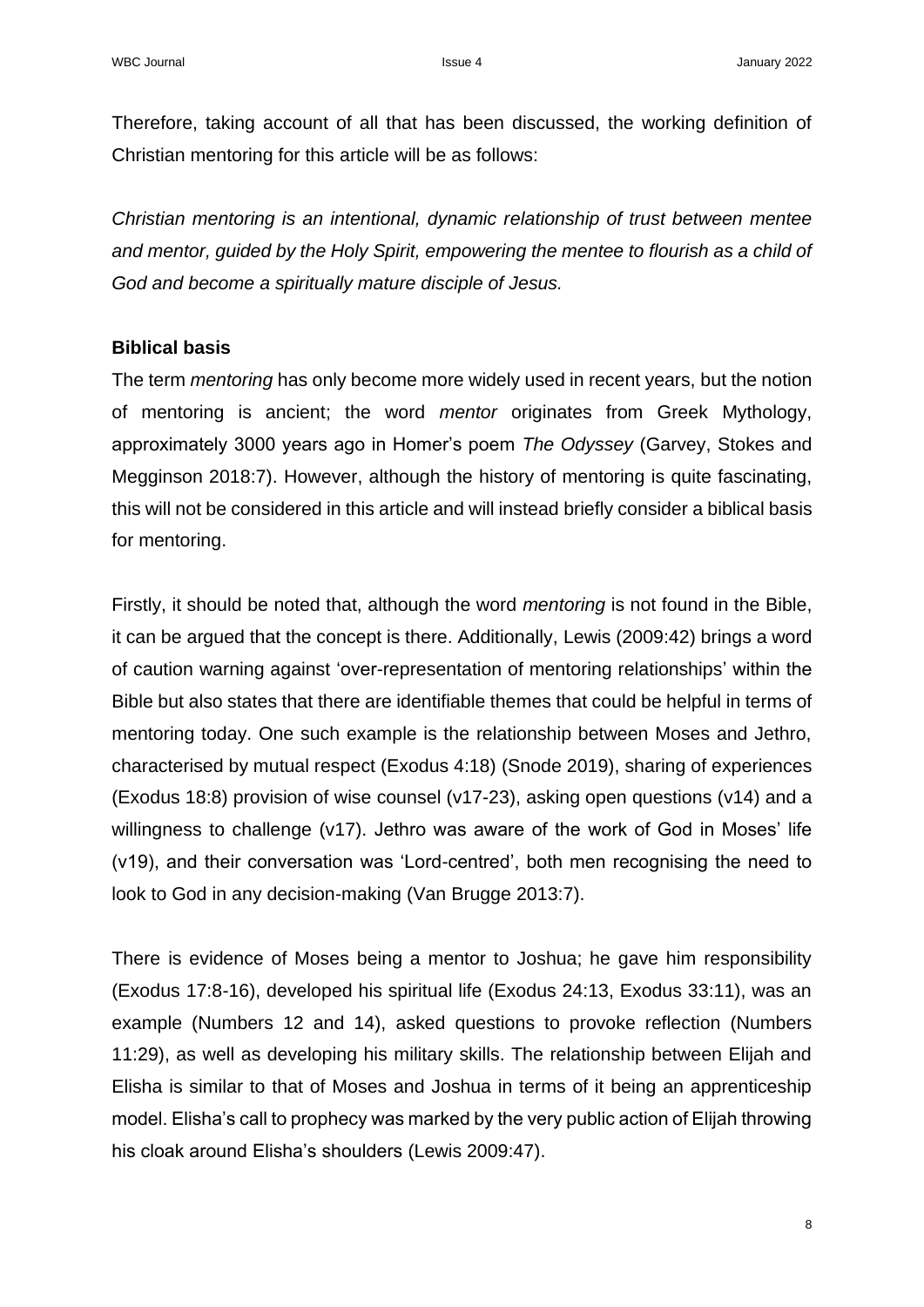Therefore, taking account of all that has been discussed, the working definition of Christian mentoring for this article will be as follows:

*Christian mentoring is an intentional, dynamic relationship of trust between mentee and mentor, guided by the Holy Spirit, empowering the mentee to flourish as a child of God and become a spiritually mature disciple of Jesus.*

**Biblical basis**

The term *mentoring* has only become more widely used in recent years, but the notion of mentoring is ancient; the word *mentor* originates from Greek Mythology, approximately 3000 years ago in Homer's poem *The Odyssey* (Garvey, Stokes and Megginson 2018:7). However, although the history of mentoring is quite fascinating, this will not be considered in this article and will instead briefly consider a biblical basis for mentoring.

Firstly, it should be noted that, although the word *mentoring* is not found in the Bible, it can be argued that the concept is there. Additionally, Lewis (2009:42) brings a word of caution warning against 'over-representation of mentoring relationships' within the Bible but also states that there are identifiable themes that could be helpful in terms of mentoring today. One such example is the relationship between Moses and Jethro, characterised by mutual respect (Exodus 4:18) (Snode 2019), sharing of experiences (Exodus 18:8) provision of wise counsel (v17-23), asking open questions (v14) and a willingness to challenge (v17). Jethro was aware of the work of God in Moses' life (v19), and their conversation was 'Lord-centred', both men recognising the need to look to God in any decision-making (Van Brugge 2013:7).

There is evidence of Moses being a mentor to Joshua; he gave him responsibility (Exodus 17:8-16), developed his spiritual life (Exodus 24:13, Exodus 33:11), was an example (Numbers 12 and 14), asked questions to provoke reflection (Numbers 11:29), as well as developing his military skills. The relationship between Elijah and Elisha is similar to that of Moses and Joshua in terms of it being an apprenticeship model. Elisha's call to prophecy was marked by the very public action of Elijah throwing his cloak around Elisha's shoulders (Lewis 2009:47).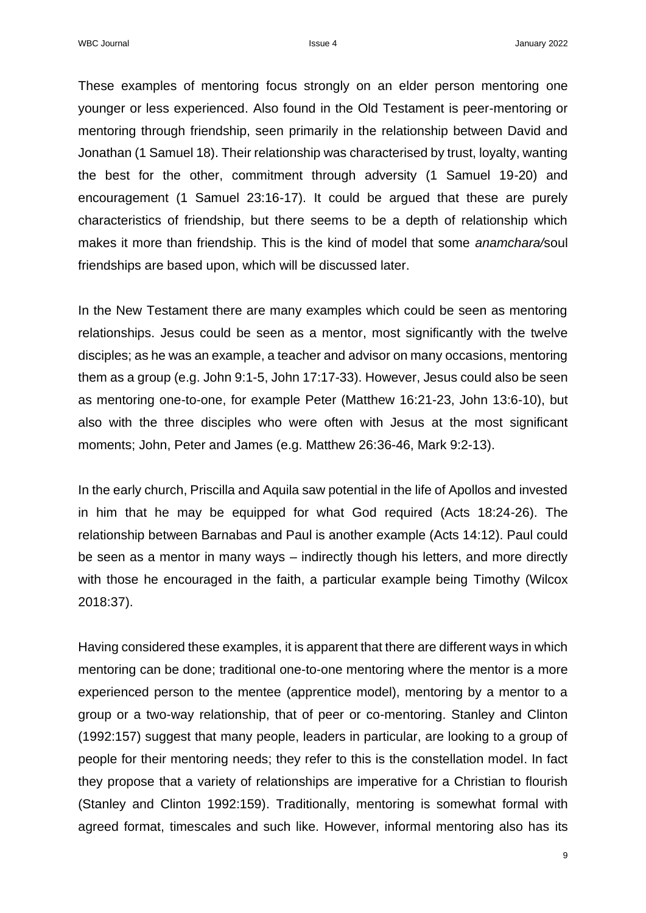These examples of mentoring focus strongly on an elder person mentoring one younger or less experienced. Also found in the Old Testament is peer-mentoring or mentoring through friendship, seen primarily in the relationship between David and Jonathan (1 Samuel 18). Their relationship was characterised by trust, loyalty, wanting the best for the other, commitment through adversity (1 Samuel 19-20) and encouragement (1 Samuel 23:16-17). It could be argued that these are purely characteristics of friendship, but there seems to be a depth of relationship which makes it more than friendship. This is the kind of model that some *anamchara/*soul friendships are based upon, which will be discussed later.

In the New Testament there are many examples which could be seen as mentoring relationships. Jesus could be seen as a mentor, most significantly with the twelve disciples; as he was an example, a teacher and advisor on many occasions, mentoring them as a group (e.g. John 9:1-5, John 17:17-33). However, Jesus could also be seen as mentoring one-to-one, for example Peter (Matthew 16:21-23, John 13:6-10), but also with the three disciples who were often with Jesus at the most significant moments; John, Peter and James (e.g. Matthew 26:36-46, Mark 9:2-13).

In the early church, Priscilla and Aquila saw potential in the life of Apollos and invested in him that he may be equipped for what God required (Acts 18:24-26). The relationship between Barnabas and Paul is another example (Acts 14:12). Paul could be seen as a mentor in many ways – indirectly though his letters, and more directly with those he encouraged in the faith, a particular example being Timothy (Wilcox 2018:37).

Having considered these examples, it is apparent that there are different ways in which mentoring can be done; traditional one-to-one mentoring where the mentor is a more experienced person to the mentee (apprentice model), mentoring by a mentor to a group or a two-way relationship, that of peer or co-mentoring. Stanley and Clinton (1992:157) suggest that many people, leaders in particular, are looking to a group of people for their mentoring needs; they refer to this is the constellation model. In fact they propose that a variety of relationships are imperative for a Christian to flourish (Stanley and Clinton 1992:159). Traditionally, mentoring is somewhat formal with agreed format, timescales and such like. However, informal mentoring also has its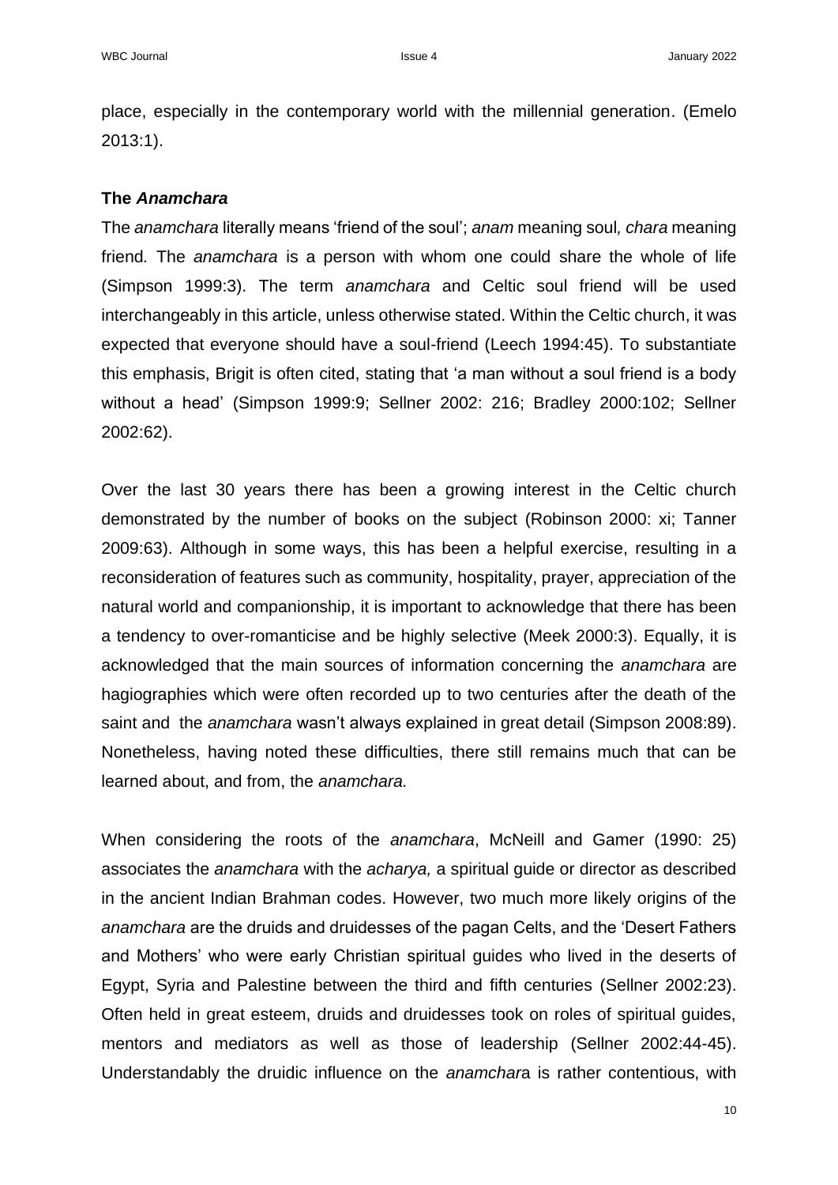place, especially in the contemporary world with the millennial generation. (Emelo 2013:1).

### The *Anamchara*

The *anamchara* literally means 'friend of the soul'; *anam* meaning soul*, chara* meaning friend*.* The *anamchara* is a person with whom one could share the whole of life (Simpson 1999:3). The term *anamchara* and Celtic soul friend will be used interchangeably in this article, unless otherwise stated. Within the Celtic church, it was expected that everyone should have a soul-friend (Leech 1994:45). To substantiate this emphasis, Brigit is often cited, stating that 'a man without a soul friend is a body without a head' (Simpson 1999:9; Sellner 2002: 216; Bradley 2000:102; Sellner 2002:62).

Over the last 30 years there has been a growing interest in the Celtic church demonstrated by the number of books on the subject (Robinson 2000: xi; Tanner 2009:63). Although in some ways, this has been a helpful exercise, resulting in a reconsideration of features such as community, hospitality, prayer, appreciation of the natural world and companionship, it is important to acknowledge that there has been a tendency to over-romanticise and be highly selective (Meek 2000:3). Equally, it is acknowledged that the main sources of information concerning the *anamchara* are hagiographies which were often recorded up to two centuries after the death of the saint and the *anamchara* wasn't always explained in great detail (Simpson 2008:89). Nonetheless, having noted these difficulties, there still remains much that can be learned about, and from, the *anamchara.*

When considering the roots of the *anamchara*, McNeill and Gamer (1990: 25) associates the *anamchara* with the *acharya,* a spiritual guide or director as described in the ancient Indian Brahman codes. However, two much more likely origins of the *anamchara* are the druids and druidesses of the pagan Celts, and the 'Desert Fathers and Mothers' who were early Christian spiritual guides who lived in the deserts of Egypt, Syria and Palestine between the third and fifth centuries (Sellner 2002:23). Often held in great esteem, druids and druidesses took on roles of spiritual guides, mentors and mediators as well as those of leadership (Sellner 2002:44-45). Understandably the druidic influence on the *anamchara* is rather contentious, with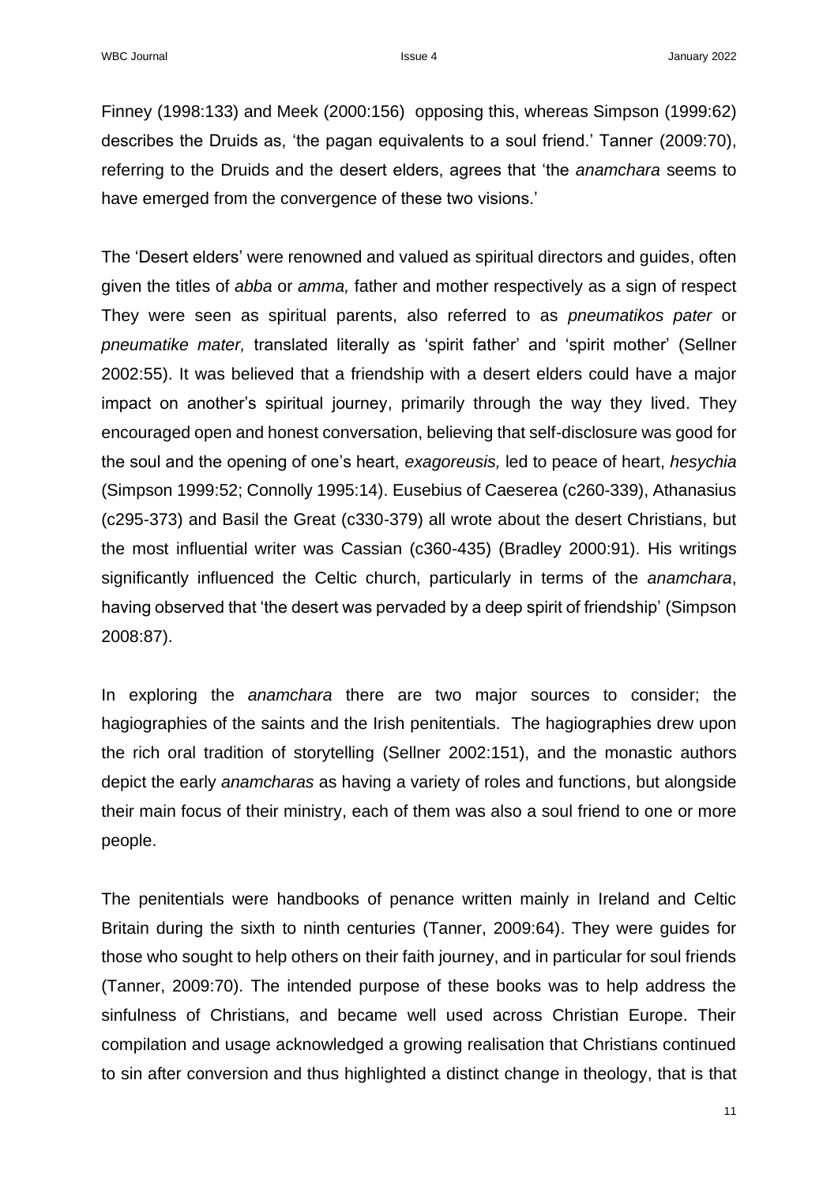Finney (1998:133) and Meek (2000:156) opposing this, whereas Simpson (1999:62) describes the Druids as, 'the pagan equivalents to a soul friend.' Tanner (2009:70), referring to the Druids and the desert elders, agrees that 'the *anamchara* seems to have emerged from the convergence of these two visions.'

The 'Desert elders' were renowned and valued as spiritual directors and guides, often given the titles of *abba* or *amma,* father and mother respectively as a sign of respect They were seen as spiritual parents, also referred to as *pneumatikos pater* or *pneumatike mater,* translated literally as 'spirit father' and 'spirit mother' (Sellner 2002:55). It was believed that a friendship with a desert elders could have a major impact on another's spiritual journey, primarily through the way they lived. They encouraged open and honest conversation, believing that self-disclosure was good for the soul and the opening of one's heart, *exagoreusis,* led to peace of heart, *hesychia* (Simpson 1999:52; Connolly 1995:14). Eusebius of Caeserea (c260-339), Athanasius (c295-373) and Basil the Great (c330-379) all wrote about the desert Christians, but the most influential writer was Cassian (c360-435) (Bradley 2000:91). His writings significantly influenced the Celtic church, particularly in terms of the *anamchara*, having observed that 'the desert was pervaded by a deep spirit of friendship' (Simpson 2008:87).

In exploring the *anamchara* there are two major sources to consider; the hagiographies of the saints and the Irish penitentials. The hagiographies drew upon the rich oral tradition of storytelling (Sellner 2002:151), and the monastic authors depict the early *anamcharas* as having a variety of roles and functions, but alongside their main focus of their ministry, each of them was also a soul friend to one or more people.

The penitentials were handbooks of penance written mainly in Ireland and Celtic Britain during the sixth to ninth centuries (Tanner, 2009:64). They were guides for those who sought to help others on their faith journey, and in particular for soul friends (Tanner, 2009:70). The intended purpose of these books was to help address the sinfulness of Christians, and became well used across Christian Europe. Their compilation and usage acknowledged a growing realisation that Christians continued to sin after conversion and thus highlighted a distinct change in theology, that is that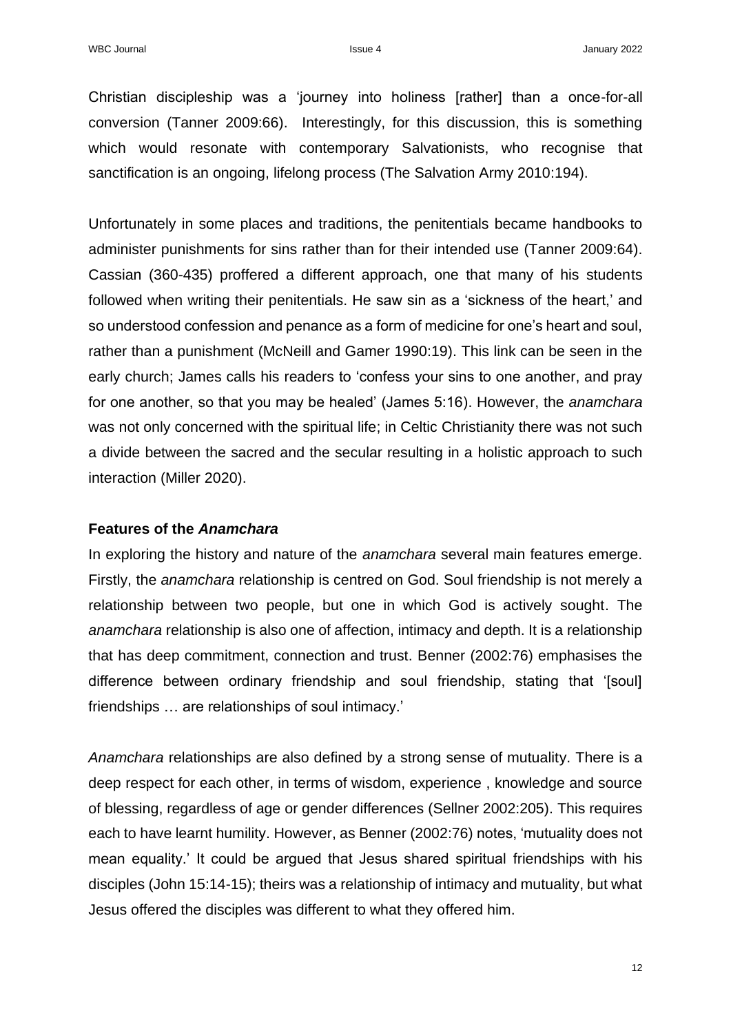Christian discipleship was a 'journey into holiness [rather] than a once-for-all conversion (Tanner 2009:66). Interestingly, for this discussion, this is something which would resonate with contemporary Salvationists, who recognise that sanctification is an ongoing, lifelong process (The Salvation Army 2010:194).

Unfortunately in some places and traditions, the penitentials became handbooks to administer punishments for sins rather than for their intended use (Tanner 2009:64). Cassian (360-435) proffered a different approach, one that many of his students followed when writing their penitentials. He saw sin as a 'sickness of the heart,' and so understood confession and penance as a form of medicine for one's heart and soul, rather than a punishment (McNeill and Gamer 1990:19). This link can be seen in the early church; James calls his readers to 'confess your sins to one another, and pray for one another, so that you may be healed' (James 5:16). However, the *anamchara* was not only concerned with the spiritual life; in Celtic Christianity there was not such a divide between the sacred and the secular resulting in a holistic approach to such interaction (Miller 2020).

### Features of the *Anamchara*

In exploring the history and nature of the *anamchara* several main features emerge. Firstly, the *anamchara* relationship is centred on God. Soul friendship is not merely a relationship between two people, but one in which God is actively sought. The *anamchara* relationship is also one of affection, intimacy and depth. It is a relationship that has deep commitment, connection and trust. Benner (2002:76) emphasises the difference between ordinary friendship and soul friendship, stating that '[soul] friendships … are relationships of soul intimacy.'

*Anamchara* relationships are also defined by a strong sense of mutuality. There is a deep respect for each other, in terms of wisdom, experience , knowledge and source of blessing, regardless of age or gender differences (Sellner 2002:205). This requires each to have learnt humility. However, as Benner (2002:76) notes, 'mutuality does not mean equality.' It could be argued that Jesus shared spiritual friendships with his disciples (John 15:14-15); theirs was a relationship of intimacy and mutuality, but what Jesus offered the disciples was different to what they offered him.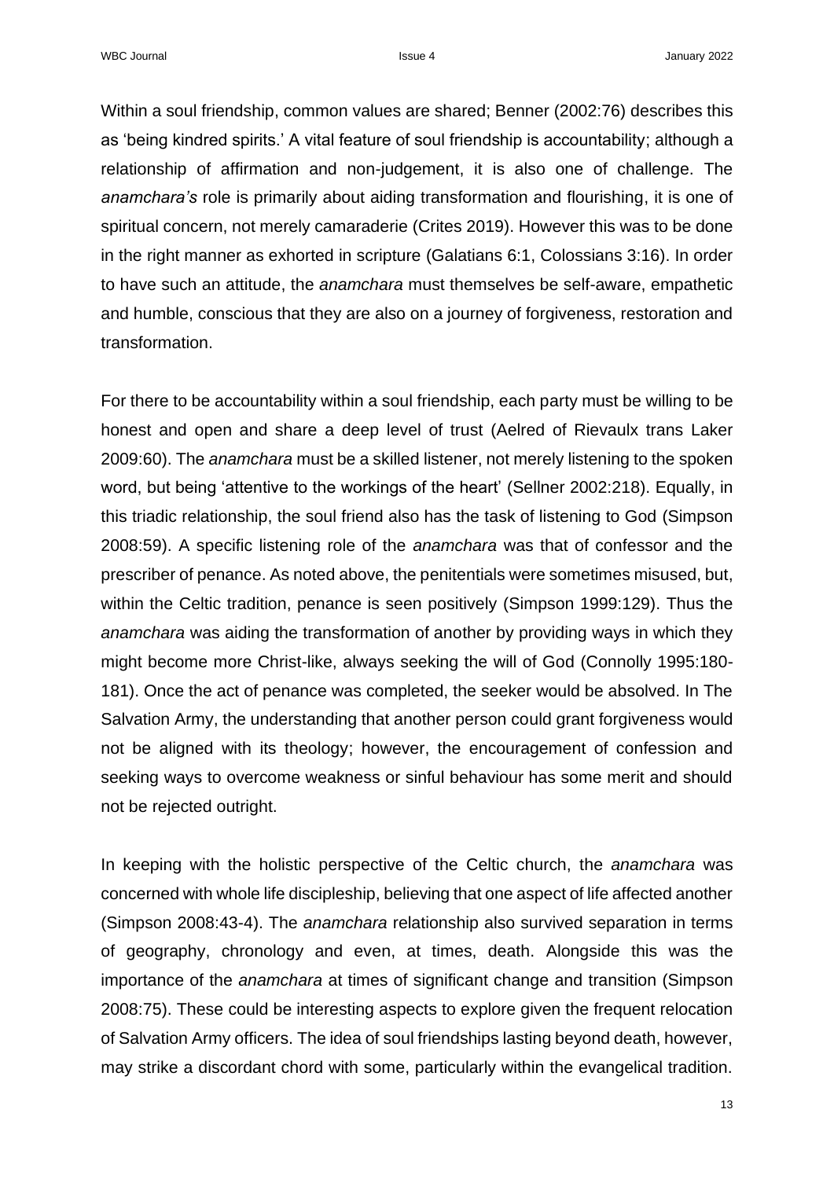Within a soul friendship, common values are shared; Benner (2002:76) describes this as 'being kindred spirits.' A vital feature of soul friendship is accountability; although a relationship of affirmation and non-judgement, it is also one of challenge. The *anamchara's* role is primarily about aiding transformation and flourishing, it is one of spiritual concern, not merely camaraderie (Crites 2019). However this was to be done in the right manner as exhorted in scripture (Galatians 6:1, Colossians 3:16). In order to have such an attitude, the *anamchara* must themselves be self-aware, empathetic and humble, conscious that they are also on a journey of forgiveness, restoration and transformation.

For there to be accountability within a soul friendship, each party must be willing to be honest and open and share a deep level of trust (Aelred of Rievaulx trans Laker 2009:60). The *anamchara* must be a skilled listener, not merely listening to the spoken word, but being 'attentive to the workings of the heart' (Sellner 2002:218). Equally, in this triadic relationship, the soul friend also has the task of listening to God (Simpson 2008:59). A specific listening role of the *anamchara* was that of confessor and the prescriber of penance. As noted above, the penitentials were sometimes misused, but, within the Celtic tradition, penance is seen positively (Simpson 1999:129). Thus the *anamchara* was aiding the transformation of another by providing ways in which they might become more Christ-like, always seeking the will of God (Connolly 1995:180-181). Once the act of penance was completed, the seeker would be absolved. In The Salvation Army, the understanding that another person could grant forgiveness would not be aligned with its theology; however, the encouragement of confession and seeking ways to overcome weakness or sinful behaviour has some merit and should not be rejected outright.

In keeping with the holistic perspective of the Celtic church, the *anamchara* was concerned with whole life discipleship, believing that one aspect of life affected another (Simpson 2008:43-4). The *anamchara* relationship also survived separation in terms of geography, chronology and even, at times, death. Alongside this was the importance of the *anamchara* at times of significant change and transition (Simpson 2008:75). These could be interesting aspects to explore given the frequent relocation of Salvation Army officers. The idea of soul friendships lasting beyond death, however, may strike a discordant chord with some, particularly within the evangelical tradition.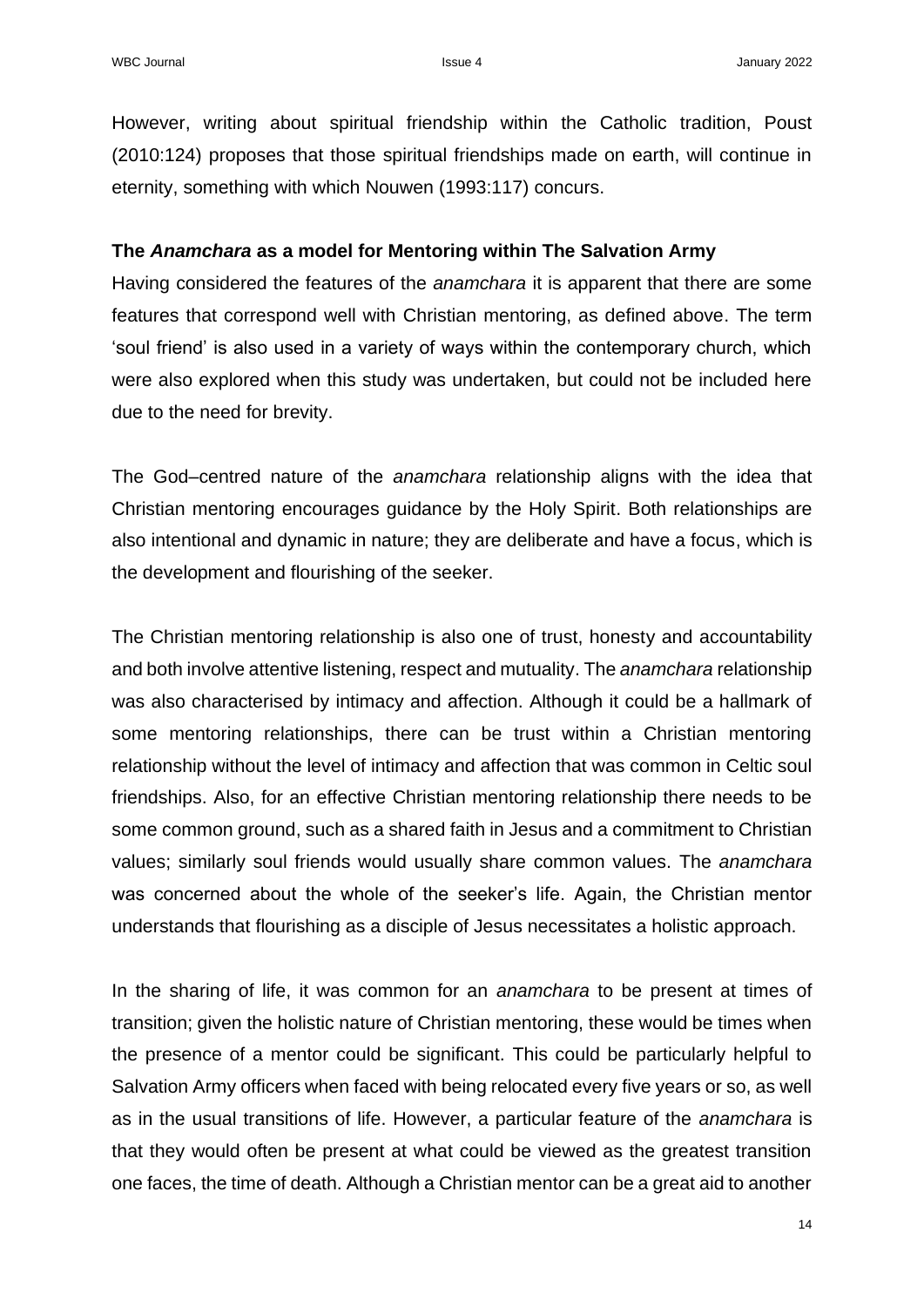However, writing about spiritual friendship within the Catholic tradition, Poust (2010:124) proposes that those spiritual friendships made on earth, will continue in eternity, something with which Nouwen (1993:117) concurs.

### The *Anamchara* as a model for Mentoring within The Salvation Army

Having considered the features of the *anamchara* it is apparent that there are some features that correspond well with Christian mentoring, as defined above. The term 'soul friend' is also used in a variety of ways within the contemporary church, which were also explored when this study was undertaken, but could not be included here due to the need for brevity.

The God–centred nature of the *anamchara* relationship aligns with the idea that Christian mentoring encourages guidance by the Holy Spirit. Both relationships are also intentional and dynamic in nature; they are deliberate and have a focus, which is the development and flourishing of the seeker.

The Christian mentoring relationship is also one of trust, honesty and accountability and both involve attentive listening, respect and mutuality. The *anamchara* relationship was also characterised by intimacy and affection. Although it could be a hallmark of some mentoring relationships, there can be trust within a Christian mentoring relationship without the level of intimacy and affection that was common in Celtic soul friendships. Also, for an effective Christian mentoring relationship there needs to be some common ground, such as a shared faith in Jesus and a commitment to Christian values; similarly soul friends would usually share common values. The *anamchara* was concerned about the whole of the seeker's life. Again, the Christian mentor understands that flourishing as a disciple of Jesus necessitates a holistic approach.

In the sharing of life, it was common for an *anamchara* to be present at times of transition; given the holistic nature of Christian mentoring, these would be times when the presence of a mentor could be significant. This could be particularly helpful to Salvation Army officers when faced with being relocated every five years or so, as well as in the usual transitions of life. However, a particular feature of the *anamchara* is that they would often be present at what could be viewed as the greatest transition one faces, the time of death. Although a Christian mentor can be a great aid to another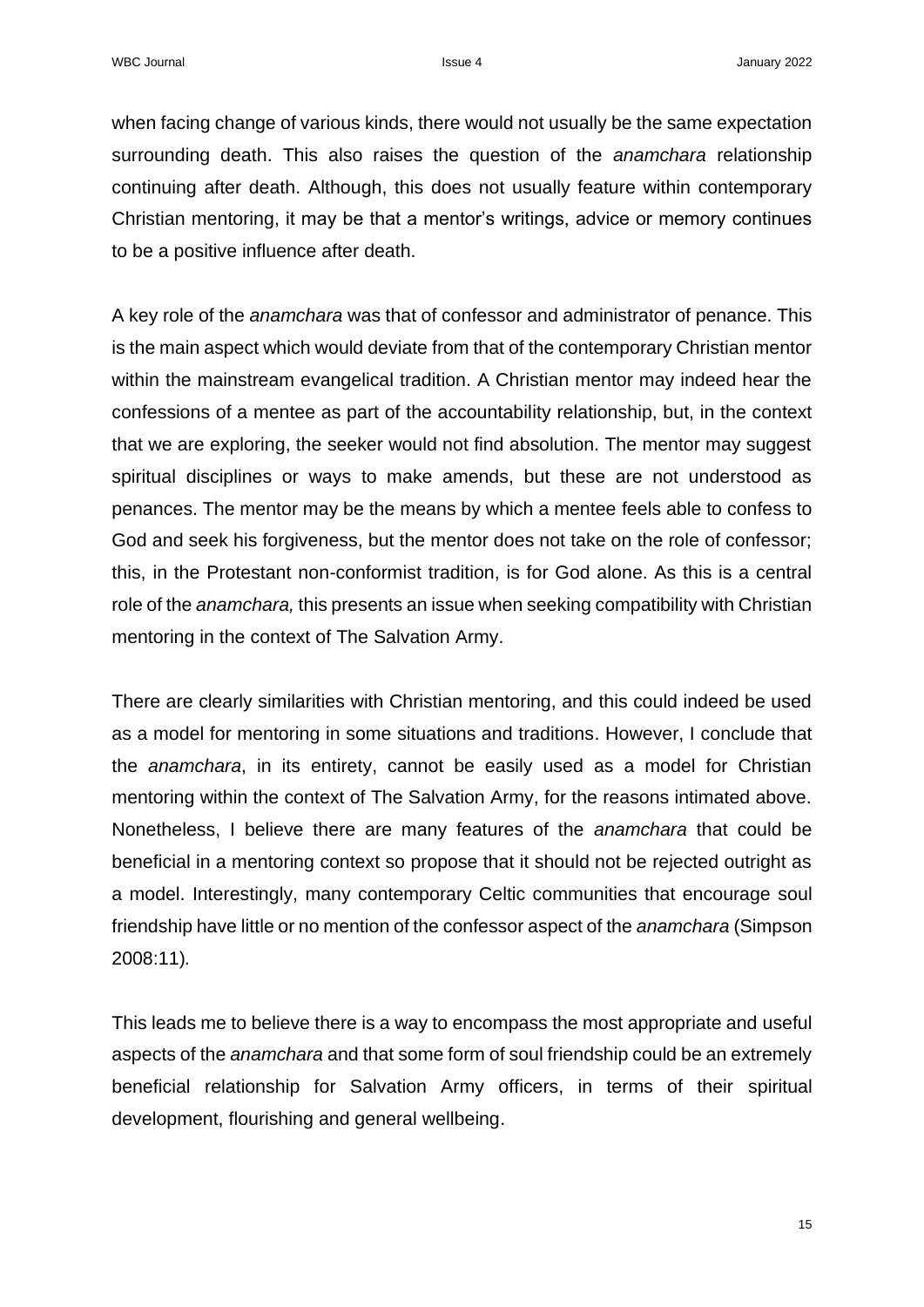when facing change of various kinds, there would not usually be the same expectation surrounding death. This also raises the question of the *anamchara* relationship continuing after death. Although, this does not usually feature within contemporary Christian mentoring, it may be that a mentor's writings, advice or memory continues to be a positive influence after death.

A key role of the *anamchara* was that of confessor and administrator of penance. This is the main aspect which would deviate from that of the contemporary Christian mentor within the mainstream evangelical tradition. A Christian mentor may indeed hear the confessions of a mentee as part of the accountability relationship, but, in the context that we are exploring, the seeker would not find absolution. The mentor may suggest spiritual disciplines or ways to make amends, but these are not understood as penances. The mentor may be the means by which a mentee feels able to confess to God and seek his forgiveness, but the mentor does not take on the role of confessor; this, in the Protestant non-conformist tradition, is for God alone. As this is a central role of the *anamchara,* this presents an issue when seeking compatibility with Christian mentoring in the context of The Salvation Army.

There are clearly similarities with Christian mentoring, and this could indeed be used as a model for mentoring in some situations and traditions. However, I conclude that the *anamchara*, in its entirety, cannot be easily used as a model for Christian mentoring within the context of The Salvation Army, for the reasons intimated above. Nonetheless, I believe there are many features of the *anamchara* that could be beneficial in a mentoring context so propose that it should not be rejected outright as a model. Interestingly, many contemporary Celtic communities that encourage soul friendship have little or no mention of the confessor aspect of the *anamchara* (Simpson 2008:11)*.*

This leads me to believe there is a way to encompass the most appropriate and useful aspects of the *anamchara* and that some form of soul friendship could be an extremely beneficial relationship for Salvation Army officers, in terms of their spiritual development, flourishing and general wellbeing.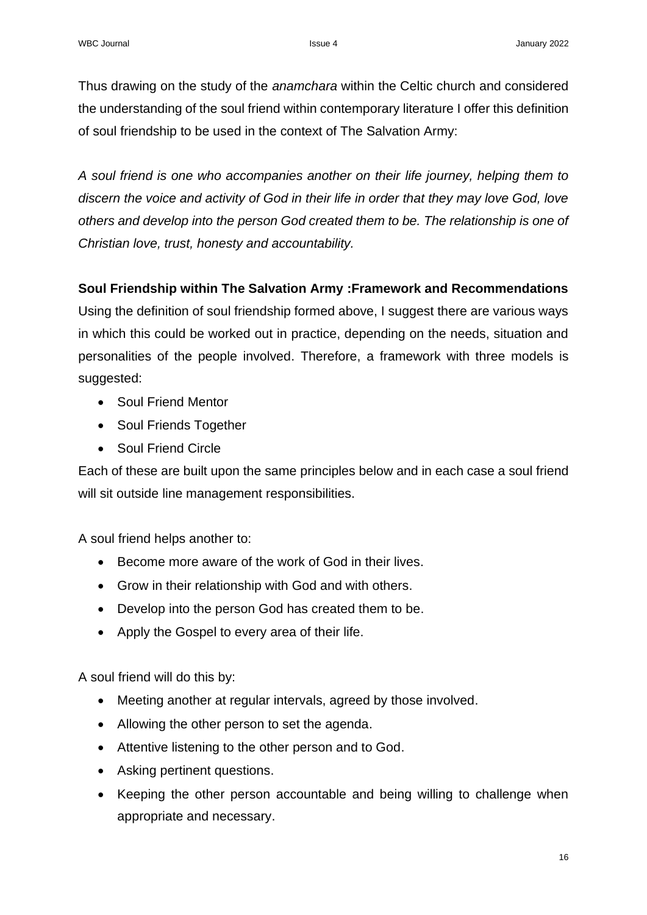Thus drawing on the study of the *anamchara* within the Celtic church and considered the understanding of the soul friend within contemporary literature I offer this definition of soul friendship to be used in the context of The Salvation Army:

*A soul friend is one who accompanies another on their life journey, helping them to discern the voice and activity of God in their life in order that they may love God, love others and develop into the person God created them to be. The relationship is one of Christian love, trust, honesty and accountability.*

**Soul Friendship within The Salvation Army :Framework and Recommendations**

Using the definition of soul friendship formed above, I suggest there are various ways in which this could be worked out in practice, depending on the needs, situation and personalities of the people involved. Therefore, a framework with three models is suggested:

- Soul Friend Mentor
- Soul Friends Together
- Soul Friend Circle

Each of these are built upon the same principles below and in each case a soul friend will sit outside line management responsibilities.

A soul friend helps another to:

- Become more aware of the work of God in their lives.
- Grow in their relationship with God and with others.
- Develop into the person God has created them to be.
- Apply the Gospel to every area of their life.

A soul friend will do this by:

- Meeting another at regular intervals, agreed by those involved.
- Allowing the other person to set the agenda.
- Attentive listening to the other person and to God.
- Asking pertinent questions.
- Keeping the other person accountable and being willing to challenge when appropriate and necessary.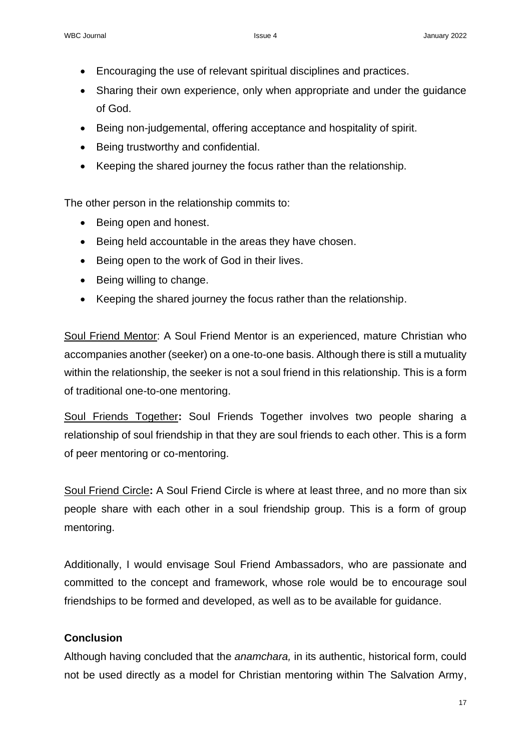- Encouraging the use of relevant spiritual disciplines and practices.
- Sharing their own experience, only when appropriate and under the guidance of God.
- Being non-judgemental, offering acceptance and hospitality of spirit.
- Being trustworthy and confidential.
- Keeping the shared journey the focus rather than the relationship.

The other person in the relationship commits to:

- Being open and honest.
- Being held accountable in the areas they have chosen.
- Being open to the work of God in their lives.
- Being willing to change.
- Keeping the shared journey the focus rather than the relationship.

<u>Soul Friend Mentor</u>: A Soul Friend Mentor is an experienced, mature Christian who accompanies another (seeker) on a one-to-one basis. Although there is still a mutuality within the relationship, the seeker is not a soul friend in this relationship. This is a form of traditional one-to-one mentoring.

<u>Soul Friends Together</u>**:** Soul Friends Together involves two people sharing a relationship of soul friendship in that they are soul friends to each other. This is a form of peer mentoring or co-mentoring.

<u>Soul Friend Circle</u>**:** A Soul Friend Circle is where at least three, and no more than six people share with each other in a soul friendship group. This is a form of group mentoring.

Additionally, I would envisage Soul Friend Ambassadors, who are passionate and committed to the concept and framework, whose role would be to encourage soul friendships to be formed and developed, as well as to be available for guidance.

**Conclusion**

Although having concluded that the *anamchara,* in its authentic, historical form, could not be used directly as a model for Christian mentoring within The Salvation Army,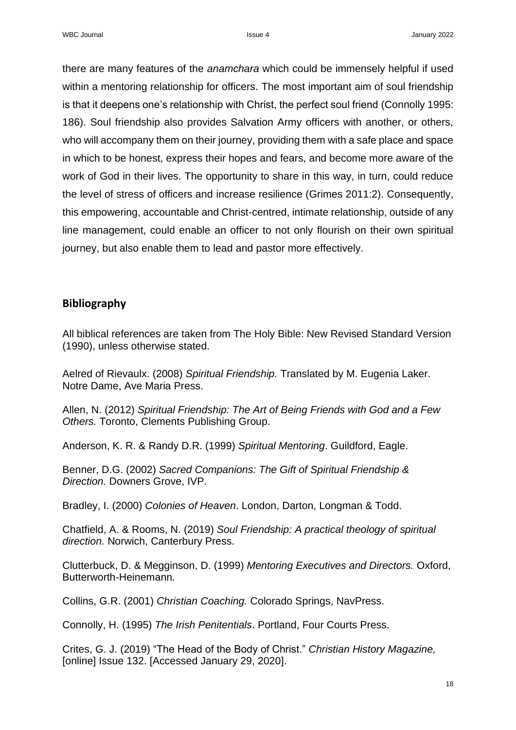there are many features of the *anamchara* which could be immensely helpful if used within a mentoring relationship for officers. The most important aim of soul friendship is that it deepens one's relationship with Christ, the perfect soul friend (Connolly 1995: 186). Soul friendship also provides Salvation Army officers with another, or others, who will accompany them on their journey, providing them with a safe place and space in which to be honest, express their hopes and fears, and become more aware of the work of God in their lives. The opportunity to share in this way, in turn, could reduce the level of stress of officers and increase resilience (Grimes 2011:2). Consequently, this empowering, accountable and Christ-centred, intimate relationship, outside of any line management, could enable an officer to not only flourish on their own spiritual journey, but also enable them to lead and pastor more effectively.

## Bibliography

All biblical references are taken from The Holy Bible: New Revised Standard Version (1990), unless otherwise stated.

Aelred of Rievaulx. (2008) *Spiritual Friendship.* Translated by M. Eugenia Laker. Notre Dame, Ave Maria Press.

Allen, N. (2012) *Spiritual Friendship: The Art of Being Friends with God and a Few Others.* Toronto, Clements Publishing Group.

Anderson, K. R. & Randy D.R. (1999) *Spiritual Mentoring*. Guildford, Eagle.

Benner, D.G. (2002) *Sacred Companions: The Gift of Spiritual Friendship & Direction.* Downers Grove, IVP.

Bradley, I. (2000) *Colonies of Heaven*. London, Darton, Longman & Todd.

Chatfield, A. & Rooms, N. (2019) *Soul Friendship: A practical theology of spiritual direction.* Norwich, Canterbury Press.

Clutterbuck, D. & Megginson, D. (1999) *Mentoring Executives and Directors.* Oxford, Butterworth-Heinemann.

Collins, G.R. (2001) *Christian Coaching.* Colorado Springs, NavPress.

Connolly, H. (1995) *The Irish Penitentials*. Portland, Four Courts Press.

Crites, G. J. (2019) "The Head of the Body of Christ." *Christian History Magazine,* [online] Issue 132. [Accessed January 29, 2020].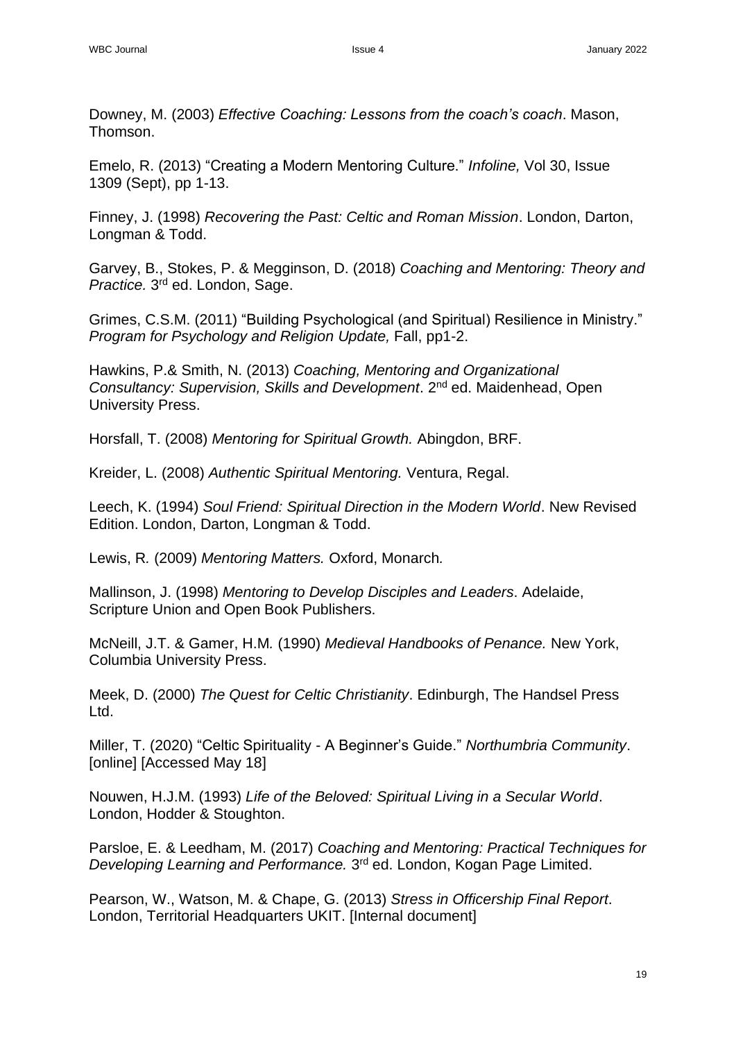Downey, M. (2003) *Effective Coaching: Lessons from the coach's coach*. Mason, Thomson.

Emelo, R. (2013) "Creating a Modern Mentoring Culture." *Infoline,* Vol 30, Issue 1309 (Sept), pp 1-13.

Finney, J. (1998) *Recovering the Past: Celtic and Roman Mission*. London, Darton, Longman & Todd.

Garvey, B., Stokes, P. & Megginson, D. (2018) *Coaching and Mentoring: Theory and Practice.* 3rd ed. London, Sage.

Grimes, C.S.M. (2011) "Building Psychological (and Spiritual) Resilience in Ministry." *Program for Psychology and Religion Update,* Fall, pp1-2.

Hawkins, P.& Smith, N. (2013) *Coaching, Mentoring and Organizational Consultancy: Supervision, Skills and Development*. 2nd ed. Maidenhead, Open University Press.

Horsfall, T. (2008) *Mentoring for Spiritual Growth.* Abingdon, BRF.

Kreider, L. (2008) *Authentic Spiritual Mentoring.* Ventura, Regal.

Leech, K. (1994) *Soul Friend: Spiritual Direction in the Modern World*. New Revised Edition. London, Darton, Longman & Todd.

Lewis, R*.* (2009) *Mentoring Matters.* Oxford, Monarch*.*

Mallinson, J. (1998) *Mentoring to Develop Disciples and Leaders*. Adelaide, Scripture Union and Open Book Publishers.

McNeill, J.T. & Gamer, H.M*.* (1990) *Medieval Handbooks of Penance.* New York, Columbia University Press.

Meek, D. (2000) *The Quest for Celtic Christianity*. Edinburgh, The Handsel Press Ltd.

Miller, T. (2020) "Celtic Spirituality - A Beginner's Guide." *Northumbria Community*. [online] [Accessed May 18]

Nouwen, H.J.M. (1993) *Life of the Beloved: Spiritual Living in a Secular World*. London, Hodder & Stoughton.

Parsloe, E. & Leedham, M. (2017) *Coaching and Mentoring: Practical Techniques for Developing Learning and Performance.* 3rd ed. London, Kogan Page Limited.

Pearson, W., Watson, M. & Chape, G. (2013) *Stress in Officership Final Report*. London, Territorial Headquarters UKIT. [Internal document]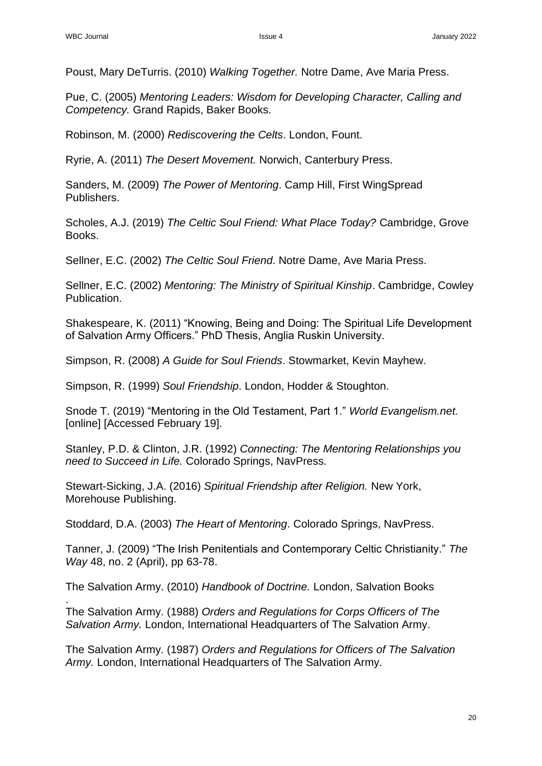Poust, Mary DeTurris. (2010) *Walking Together.* Notre Dame, Ave Maria Press.

Pue, C. (2005) *Mentoring Leaders: Wisdom for Developing Character, Calling and Competency.* Grand Rapids, Baker Books.

Robinson, M. (2000) *Rediscovering the Celts*. London, Fount.

Ryrie, A. (2011) *The Desert Movement.* Norwich, Canterbury Press.

Sanders, M. (2009) *The Power of Mentoring*. Camp Hill, First WingSpread Publishers.

Scholes, A.J. (2019) *The Celtic Soul Friend: What Place Today?* Cambridge, Grove Books.

Sellner, E.C. (2002) *The Celtic Soul Friend*. Notre Dame, Ave Maria Press.

Sellner, E.C. (2002) *Mentoring: The Ministry of Spiritual Kinship*. Cambridge, Cowley Publication.

Shakespeare, K. (2011) "Knowing, Being and Doing: The Spiritual Life Development of Salvation Army Officers." PhD Thesis, Anglia Ruskin University.

Simpson, R. (2008) *A Guide for Soul Friends*. Stowmarket, Kevin Mayhew.

Simpson, R. (1999) *Soul Friendship*. London, Hodder & Stoughton.

Snode T. (2019) "Mentoring in the Old Testament, Part 1." *World Evangelism.net.* [online] [Accessed February 19].

Stanley, P.D. & Clinton, J.R. (1992) *Connecting: The Mentoring Relationships you need to Succeed in Life.* Colorado Springs, NavPress.

Stewart-Sicking, J.A. (2016) *Spiritual Friendship after Religion.* New York, Morehouse Publishing.

Stoddard, D.A. (2003) *The Heart of Mentoring*. Colorado Springs, NavPress.

Tanner, J. (2009) "The Irish Penitentials and Contemporary Celtic Christianity." *The Way* 48, no. 2 (April), pp 63-78.

The Salvation Army. (2010) *Handbook of Doctrine.* London, Salvation Books
.

The Salvation Army. (1988) *Orders and Regulations for Corps Officers of The Salvation Army.* London, International Headquarters of The Salvation Army.

The Salvation Army. (1987) *Orders and Regulations for Officers of The Salvation Army.* London, International Headquarters of The Salvation Army.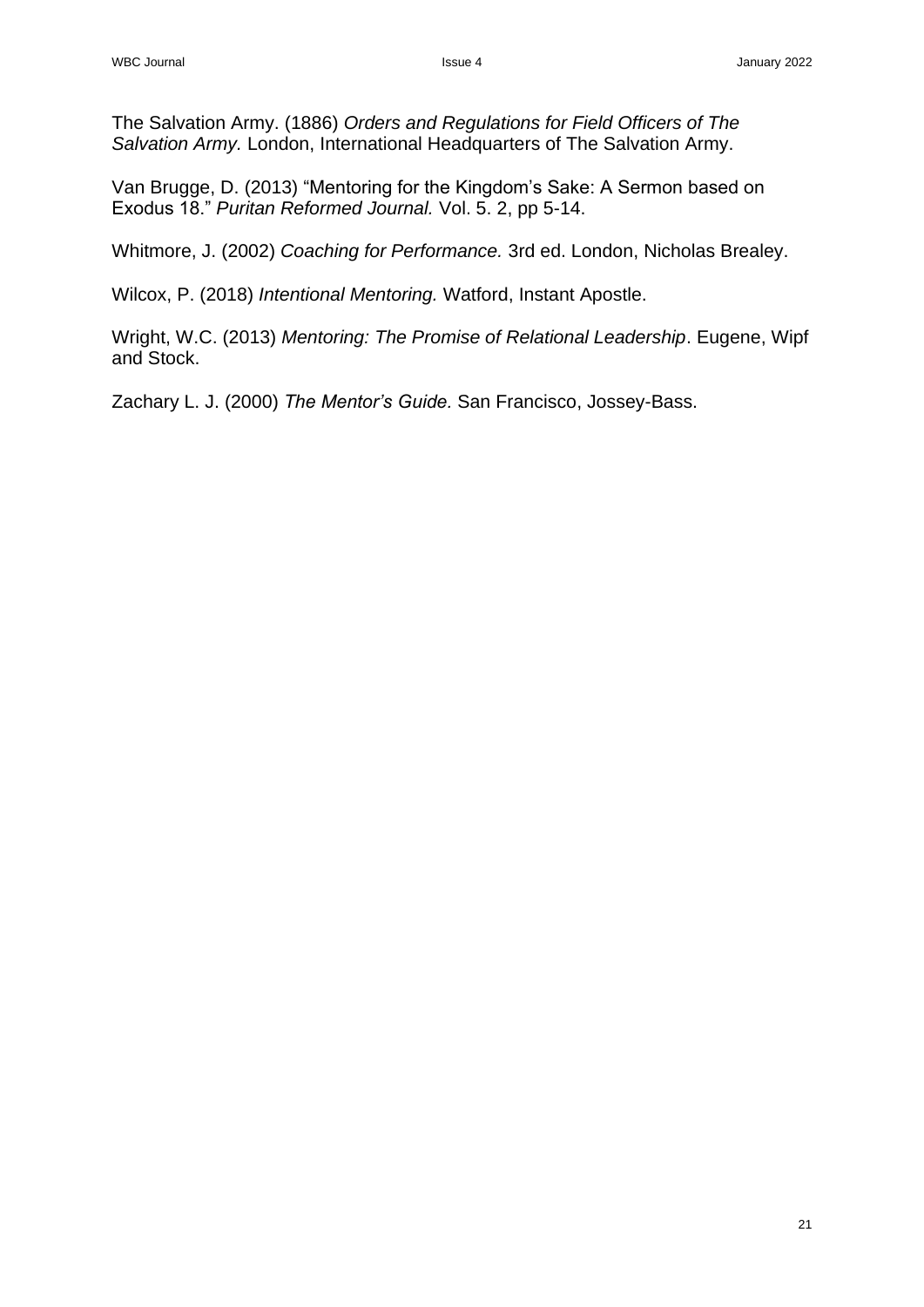The Salvation Army. (1886) *Orders and Regulations for Field Officers of The Salvation Army.* London, International Headquarters of The Salvation Army.

Van Brugge, D. (2013) "Mentoring for the Kingdom's Sake: A Sermon based on Exodus 18." *Puritan Reformed Journal.* Vol. 5. 2, pp 5-14.

Whitmore, J. (2002) *Coaching for Performance.* 3rd ed. London, Nicholas Brealey.

Wilcox, P. (2018) *Intentional Mentoring.* Watford, Instant Apostle.

Wright, W.C. (2013) *Mentoring: The Promise of Relational Leadership*. Eugene, Wipf and Stock.

Zachary L. J. (2000) *The Mentor's Guide.* San Francisco, Jossey-Bass.